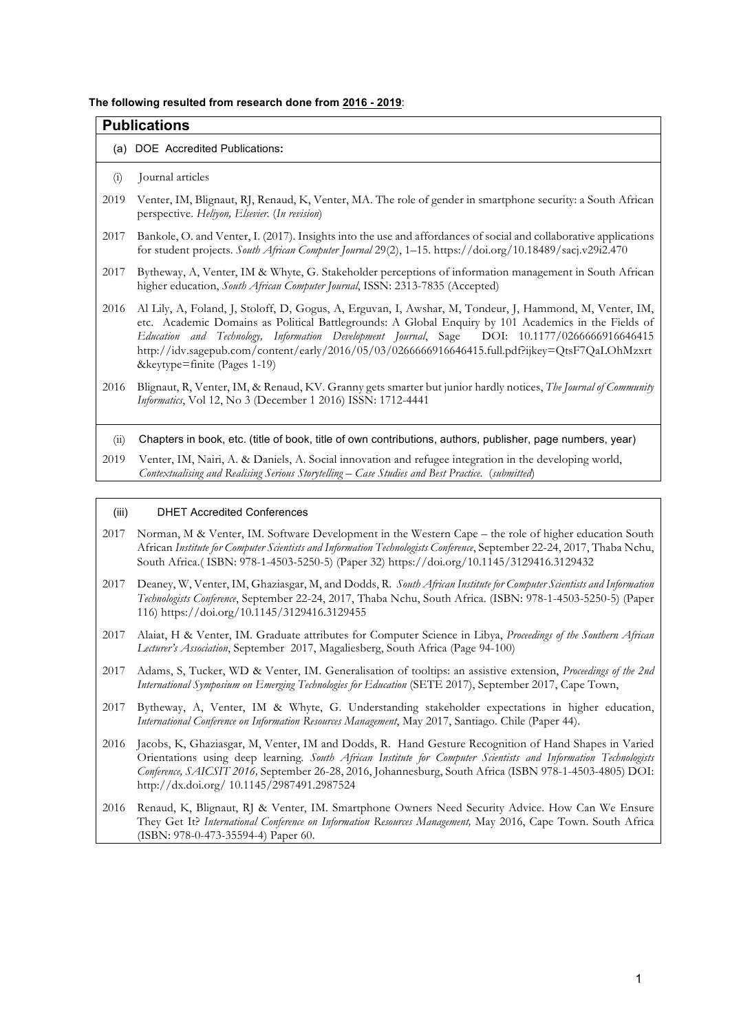**The following resulted from research done from 2016 - 2019**:

## Publications

(a) DOE Accredited Publications**:**

(i) Journal articles

2019 Venter, IM, Blignaut, RJ, Renaud, K, Venter, MA. The role of gender in smartphone security: a South African perspective. *Heliyon, Elsevier*. (*In revision*)

2017 Bankole, O. and Venter, I. (2017). Insights into the use and affordances of social and collaborative applications for student projects. *South African Computer Journal* 29(2), 1–15. https://doi.org/10.18489/sacj.v29i2.470

2017 Bytheway, A, Venter, IM & Whyte, G. Stakeholder perceptions of information management in South African higher education, *South African Computer Journal*, ISSN: 2313-7835 (Accepted)

2016 Al Lily, A, Foland, J, Stoloff, D, Gogus, A, Erguvan, I, Awshar, M, Tondeur, J, Hammond, M, Venter, IM, etc. Academic Domains as Political Battlegrounds: A Global Enquiry by 101 Academics in the Fields of *Education and Technology, Information Development Journal*, Sage DOI: 10.1177/0266666916646415 http://idv.sagepub.com/content/early/2016/05/03/0266666916646415.full.pdf?ijkey=QtsF7QaLOhMzxrt &keytype=finite (Pages 1-19)

2016 Blignaut, R, Venter, IM, & Renaud, KV. Granny gets smarter but junior hardly notices, *The Journal of Community Informatics*, Vol 12, No 3 (December 1 2016) ISSN: 1712-4441

(ii) Chapters in book, etc. (title of book, title of own contributions, authors, publisher, page numbers, year)

2019 Venter, IM, Nairi, A. & Daniels, A. Social innovation and refugee integration in the developing world, *Contextualising and Realising Serious Storytelling – Case Studies and Best Practice*. (*submitted*)

(iii) DHET Accredited Conferences

2017 Norman, M & Venter, IM. Software Development in the Western Cape – the role of higher education South African *Institute for Computer Scientists and Information Technologists Conference*, September 22-24, 2017, Thaba Nchu, South Africa.( ISBN: 978-1-4503-5250-5) (Paper 32) https://doi.org/10.1145/3129416.3129432

2017 Deaney, W, Venter, IM, Ghaziasgar, M, and Dodds, R. *South African Institute for Computer Scientists and Information Technologists Conference*, September 22-24, 2017, Thaba Nchu, South Africa. (ISBN: 978-1-4503-5250-5) (Paper 116) https://doi.org/10.1145/3129416.3129455

2017 Alaiat, H & Venter, IM. Graduate attributes for Computer Science in Libya, *Proceedings of the Southern African Lecturer's Association*, September 2017, Magaliesberg, South Africa (Page 94-100)

2017 Adams, S, Tucker, WD & Venter, IM. Generalisation of tooltips: an assistive extension, *Proceedings of the 2nd International Symposium on Emerging Technologies for Education* (SETE 2017), September 2017, Cape Town,

2017 Bytheway, A, Venter, IM & Whyte, G. Understanding stakeholder expectations in higher education, *International Conference on Information Resources Management*, May 2017, Santiago. Chile (Paper 44).

2016 Jacobs, K, Ghaziasgar, M, Venter, IM and Dodds, R. Hand Gesture Recognition of Hand Shapes in Varied Orientations using deep learning. *South African Institute for Computer Scientists and Information Technologists Conference, SAICSIT 2016,* September 26-28, 2016, Johannesburg, South Africa (ISBN 978-1-4503-4805) DOI: http://dx.doi.org/ 10.1145/2987491.2987524

2016 Renaud, K, Blignaut, RJ & Venter, IM. Smartphone Owners Need Security Advice. How Can We Ensure They Get It? *International Conference on Information Resources Management,* May 2016, Cape Town. South Africa (ISBN: 978-0-473-35594-4) Paper 60.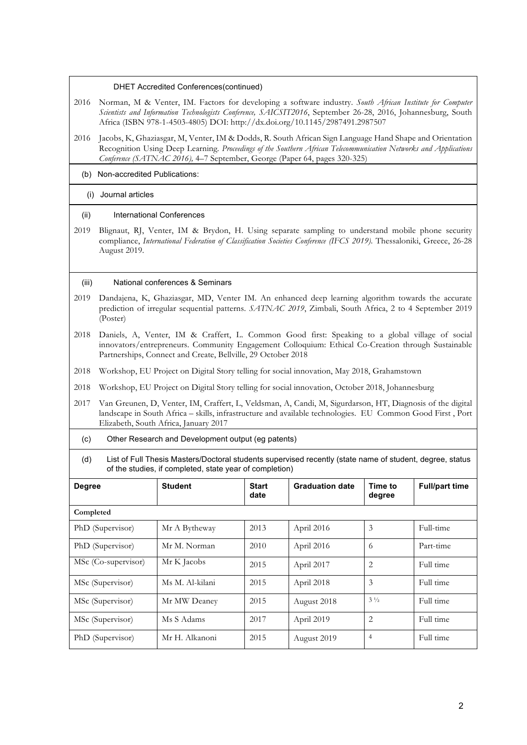DHET Accredited Conferences(continued)

2016 Norman, M & Venter, IM. Factors for developing a software industry. *South African Institute for Computer Scientists and Information Technologists Conference, SAICSIT2016*, September 26-28, 2016, Johannesburg, South Africa (ISBN 978-1-4503-4805) DOI: http://dx.doi.org/10.1145/2987491.2987507

2016 Jacobs, K, Ghaziasgar, M, Venter, IM & Dodds, R. South African Sign Language Hand Shape and Orientation Recognition Using Deep Learning. *Proceedings of the Southern African Telecommunication Networks and Applications Conference (SATNAC 2016),* 4–7 September, George (Paper 64, pages 320-325)

(b) Non-accredited Publications:

(i) Journal articles

(ii) International Conferences

2019 Blignaut, RJ, Venter, IM & Brydon, H. Using separate sampling to understand mobile phone security compliance, *International Federation of Classification Societies Conference (IFCS 2019).* Thessaloniki, Greece, 26-28 August 2019.

(iii) National conferences & Seminars

2019 Dandajena, K, Ghaziasgar, MD, Venter IM. An enhanced deep learning algorithm towards the accurate prediction of irregular sequential patterns. *SATNAC 2019*, Zimbali, South Africa, 2 to 4 September 2019 (Poster)

2018 Daniels, A, Venter, IM & Craffert, L. Common Good first: Speaking to a global village of social innovators/entrepreneurs. Community Engagement Colloquium: Ethical Co-Creation through Sustainable Partnerships, Connect and Create, Bellville, 29 October 2018

2018 Workshop, EU Project on Digital Story telling for social innovation, May 2018, Grahamstown

2018 Workshop, EU Project on Digital Story telling for social innovation, October 2018, Johannesburg

2017 Van Greunen, D, Venter, IM, Craffert, L, Veldsman, A, Candi, M, Sigurdarson, HT, Diagnosis of the digital landscape in South Africa – skills, infrastructure and available technologies. EU Common Good First , Port Elizabeth, South Africa, January 2017

(c) Other Research and Development output (eg patents)

(d) List of Full Thesis Masters/Doctoral students supervised recently (state name of student, degree, status of the studies, if completed, state year of completion)

| Degree | Student | Start date | Graduation date | Time to degree | Full/part time |
| --- | --- | --- | --- | --- | --- |
| **Completed** | | | | | |
| PhD (Supervisor) | Mr A Bytheway | 2013 | April 2016 | 3 | Full-time |
| PhD (Supervisor) | Mr M. Norman | 2010 | April 2016 | 6 | Part-time |
| MSc (Co-supervisor) | Mr K Jacobs | 2015 | April 2017 | 2 | Full time |
| MSc (Supervisor) | Ms M. Al-kilani | 2015 | April 2018 | 3 | Full time |
| MSc (Supervisor) | Mr MW Deaney | 2015 | August 2018 | 3 ½ | Full time |
| MSc (Supervisor) | Ms S Adams | 2017 | April 2019 | 2 | Full time |
| PhD (Supervisor) | Mr H. Alkanoni | 2015 | August 2019 | 4 | Full time |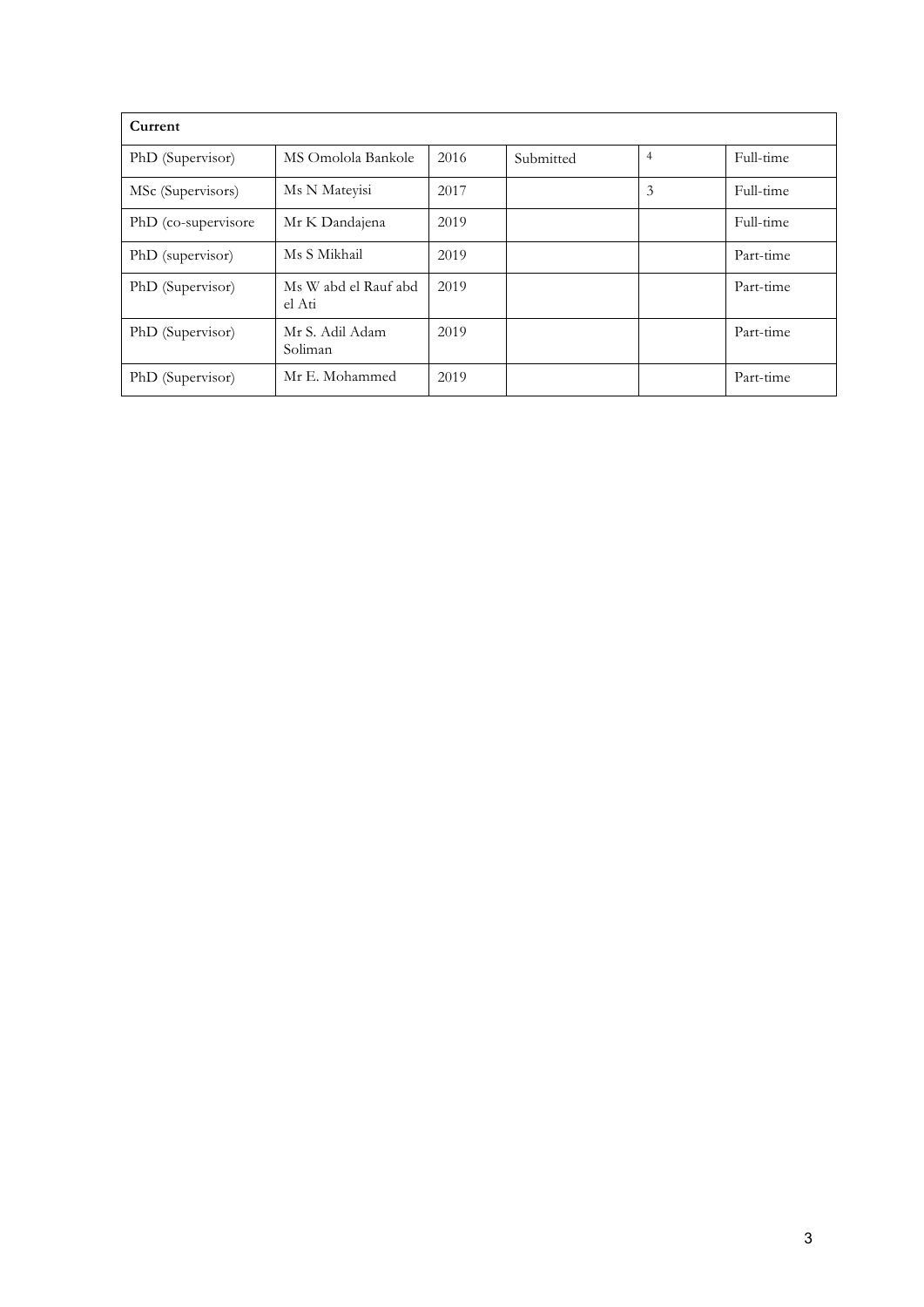| **Current** | | | | | |
|---|---|---|---|---|---|
| PhD (Supervisor) | MS Omolola Bankole | 2016 | Submitted | 4 | Full-time |
| MSc (Supervisors) | Ms N Mateyisi | 2017 | | 3 | Full-time |
| PhD (co-supervisore | Mr K Dandajena | 2019 | | | Full-time |
| PhD (supervisor) | Ms S Mikhail | 2019 | | | Part-time |
| PhD (Supervisor) | Ms W abd el Rauf abd el Ati | 2019 | | | Part-time |
| PhD (Supervisor) | Mr S. Adil Adam Soliman | 2019 | | | Part-time |
| PhD (Supervisor) | Mr E. Mohammed | 2019 | | | Part-time |